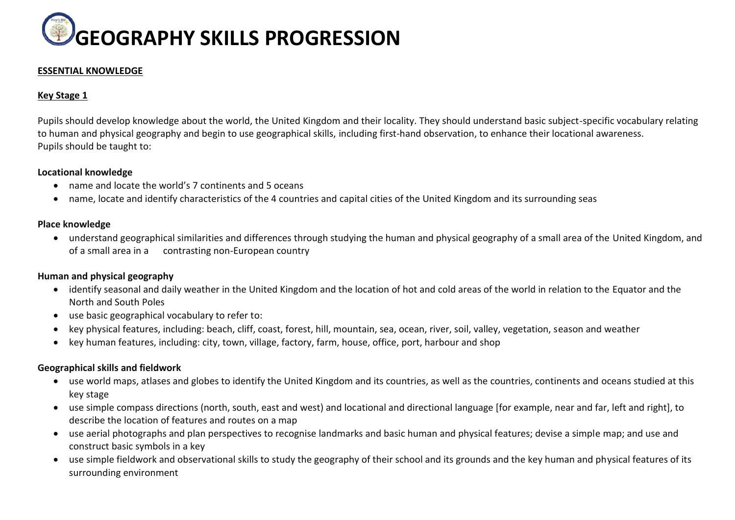# GEOGRAPHY SKILLS PROGRESSION

**ESSENTIAL KNOWLEDGE**

**Key Stage 1**

Pupils should develop knowledge about the world, the United Kingdom and their locality. They should understand basic subject-specific vocabulary relating to human and physical geography and begin to use geographical skills, including first-hand observation, to enhance their locational awareness.
Pupils should be taught to:

**Locational knowledge**

- name and locate the world's 7 continents and 5 oceans
- name, locate and identify characteristics of the 4 countries and capital cities of the United Kingdom and its surrounding seas

**Place knowledge**

- understand geographical similarities and differences through studying the human and physical geography of a small area of the United Kingdom, and of a small area in a contrasting non-European country

**Human and physical geography**

- identify seasonal and daily weather in the United Kingdom and the location of hot and cold areas of the world in relation to the Equator and the North and South Poles
- use basic geographical vocabulary to refer to:
- key physical features, including: beach, cliff, coast, forest, hill, mountain, sea, ocean, river, soil, valley, vegetation, season and weather
- key human features, including: city, town, village, factory, farm, house, office, port, harbour and shop

**Geographical skills and fieldwork**

- use world maps, atlases and globes to identify the United Kingdom and its countries, as well as the countries, continents and oceans studied at this key stage
- use simple compass directions (north, south, east and west) and locational and directional language [for example, near and far, left and right], to describe the location of features and routes on a map
- use aerial photographs and plan perspectives to recognise landmarks and basic human and physical features; devise a simple map; and use and construct basic symbols in a key
- use simple fieldwork and observational skills to study the geography of their school and its grounds and the key human and physical features of its surrounding environment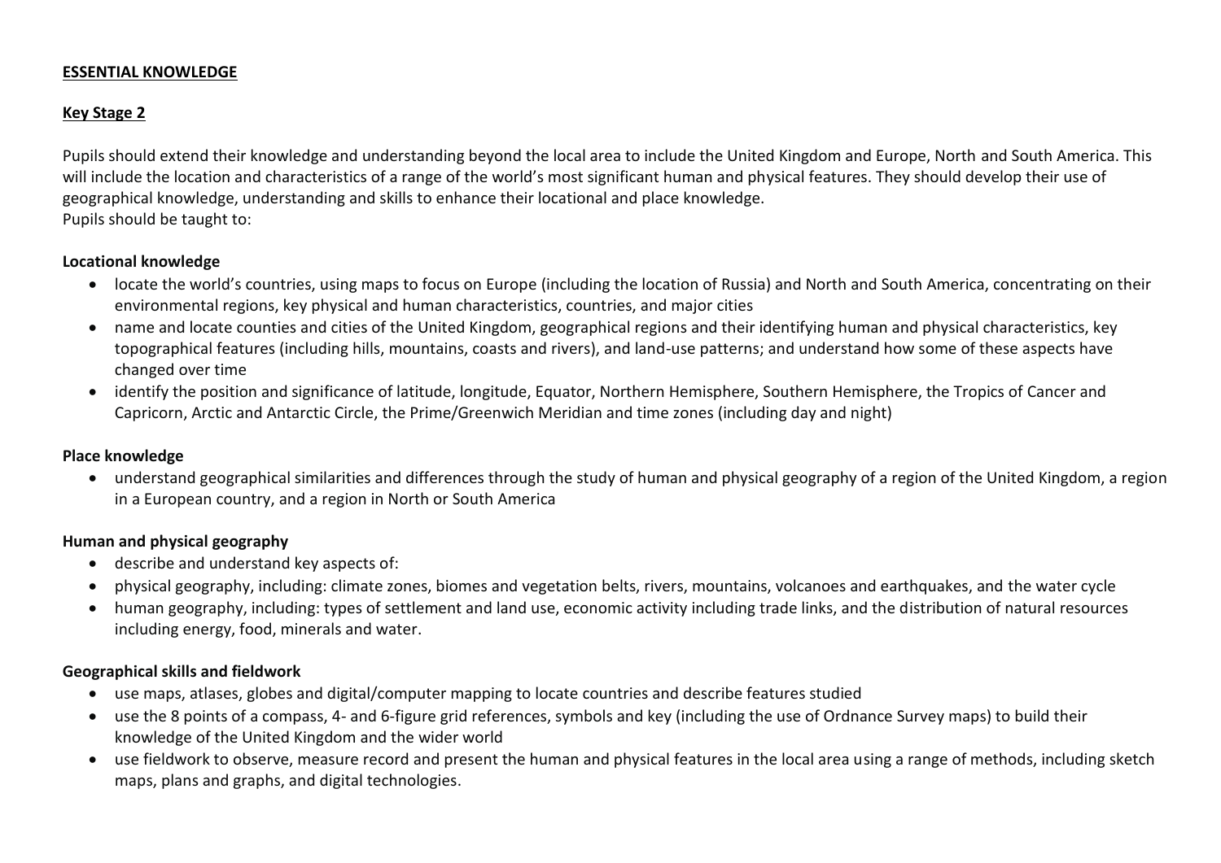**ESSENTIAL KNOWLEDGE**

**Key Stage 2**

Pupils should extend their knowledge and understanding beyond the local area to include the United Kingdom and Europe, North and South America. This will include the location and characteristics of a range of the world's most significant human and physical features. They should develop their use of geographical knowledge, understanding and skills to enhance their locational and place knowledge.
Pupils should be taught to:

**Locational knowledge**

- locate the world's countries, using maps to focus on Europe (including the location of Russia) and North and South America, concentrating on their environmental regions, key physical and human characteristics, countries, and major cities
- name and locate counties and cities of the United Kingdom, geographical regions and their identifying human and physical characteristics, key topographical features (including hills, mountains, coasts and rivers), and land-use patterns; and understand how some of these aspects have changed over time
- identify the position and significance of latitude, longitude, Equator, Northern Hemisphere, Southern Hemisphere, the Tropics of Cancer and Capricorn, Arctic and Antarctic Circle, the Prime/Greenwich Meridian and time zones (including day and night)

**Place knowledge**

- understand geographical similarities and differences through the study of human and physical geography of a region of the United Kingdom, a region in a European country, and a region in North or South America

**Human and physical geography**

- describe and understand key aspects of:
- physical geography, including: climate zones, biomes and vegetation belts, rivers, mountains, volcanoes and earthquakes, and the water cycle
- human geography, including: types of settlement and land use, economic activity including trade links, and the distribution of natural resources including energy, food, minerals and water.

**Geographical skills and fieldwork**

- use maps, atlases, globes and digital/computer mapping to locate countries and describe features studied
- use the 8 points of a compass, 4- and 6-figure grid references, symbols and key (including the use of Ordnance Survey maps) to build their knowledge of the United Kingdom and the wider world
- use fieldwork to observe, measure record and present the human and physical features in the local area using a range of methods, including sketch maps, plans and graphs, and digital technologies.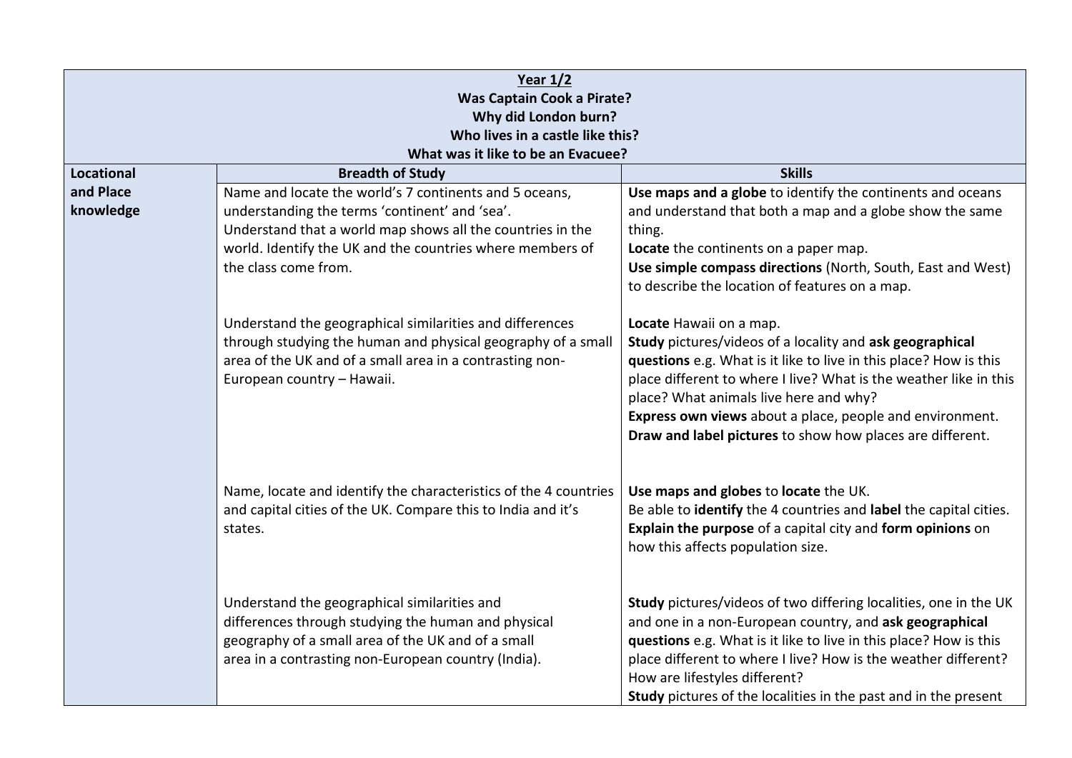| **Year 1/2**<br>**Was Captain Cook a Pirate?**<br>**Why did London burn?**<br>**Who lives in a castle like this?**<br>**What was it like to be an Evacuee?** | | |
|---|---|---|
| **Locational and Place knowledge** | **Breadth of Study** | **Skills** |
| | Name and locate the world's 7 continents and 5 oceans, understanding the terms 'continent' and 'sea'.<br>Understand that a world map shows all the countries in the world. Identify the UK and the countries where members of the class come from. | **Use maps and a globe** to identify the continents and oceans and understand that both a map and a globe show the same thing.<br>**Locate** the continents on a paper map.<br>**Use simple compass directions** (North, South, East and West) to describe the location of features on a map. |
| | Understand the geographical similarities and differences through studying the human and physical geography of a small area of the UK and of a small area in a contrasting non-European country – Hawaii. | **Locate** Hawaii on a map.<br>**Study** pictures/videos of a locality and **ask geographical questions** e.g. What is it like to live in this place? How is this place different to where I live? What is the weather like in this place? What animals live here and why?<br>**Express own views** about a place, people and environment.<br>**Draw and label pictures** to show how places are different. |
| | Name, locate and identify the characteristics of the 4 countries and capital cities of the UK. Compare this to India and it's states. | **Use maps and globes** to **locate** the UK.<br>Be able to **identify** the 4 countries and **label** the capital cities.<br>**Explain the purpose** of a capital city and **form opinions** on how this affects population size. |
| | Understand the geographical similarities and differences through studying the human and physical geography of a small area of the UK and of a small area in a contrasting non-European country (India). | **Study** pictures/videos of two differing localities, one in the UK and one in a non-European country, and **ask geographical questions** e.g. What is it like to live in this place? How is this place different to where I live? How is the weather different? How are lifestyles different?<br>**Study** pictures of the localities in the past and in the present |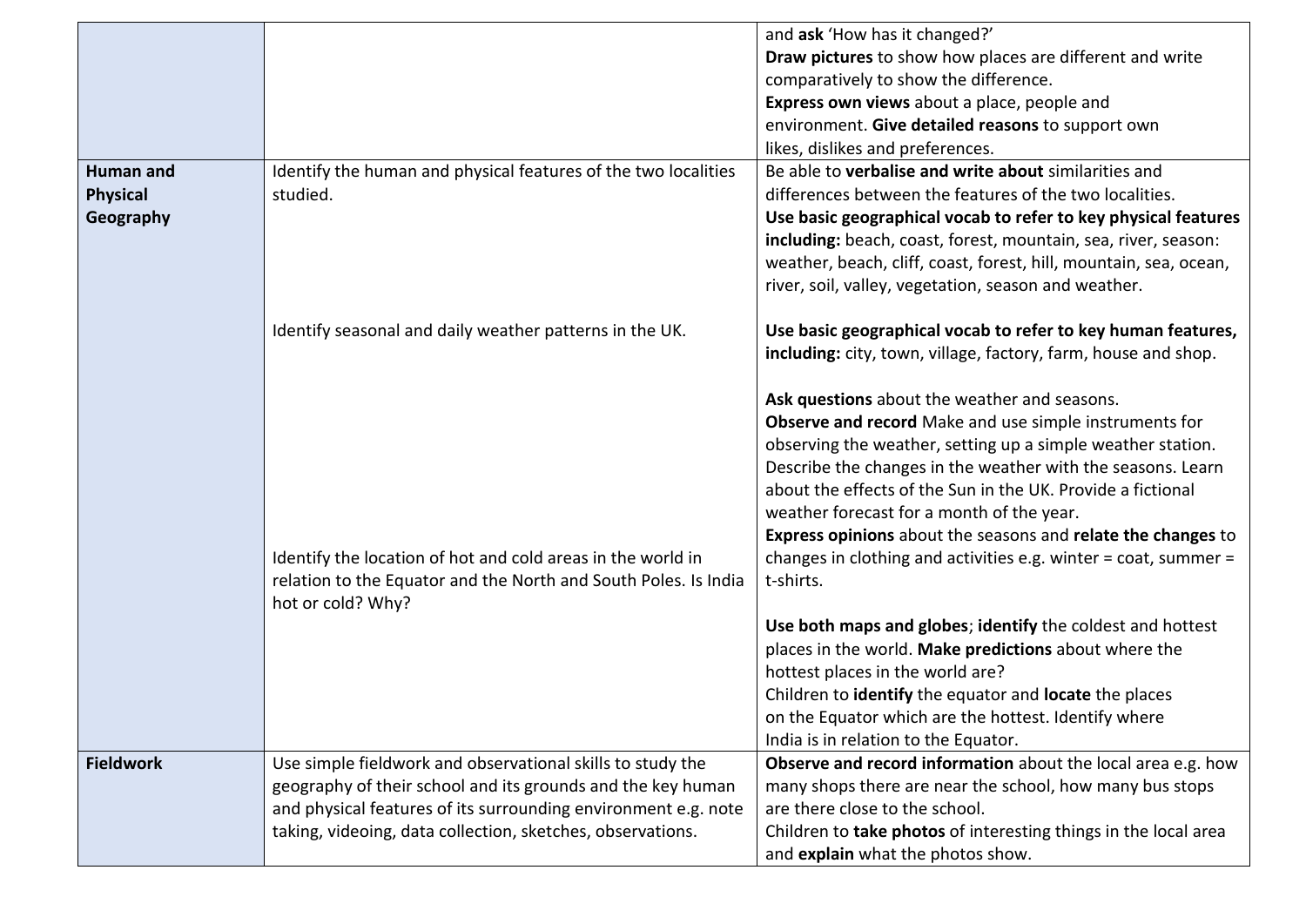| | | |
|---|---|---|
| | | and **ask** 'How has it changed?'<br>**Draw pictures** to show how places are different and write comparatively to show the difference.<br>**Express own views** about a place, people and environment. **Give detailed reasons** to support own likes, dislikes and preferences. |
| **Human and Physical Geography** | Identify the human and physical features of the two localities studied.<br><br>Identify seasonal and daily weather patterns in the UK.<br><br>Identify the location of hot and cold areas in the world in relation to the Equator and the North and South Poles. Is India hot or cold? Why? | Be able to **verbalise and write about** similarities and differences between the features of the two localities.<br>**Use basic geographical vocab to refer to key physical features including:** beach, coast, forest, mountain, sea, river, season: weather, beach, cliff, coast, forest, hill, mountain, sea, ocean, river, soil, valley, vegetation, season and weather.<br><br>**Use basic geographical vocab to refer to key human features, including:** city, town, village, factory, farm, house and shop.<br><br>**Ask questions** about the weather and seasons.<br>**Observe and record** Make and use simple instruments for observing the weather, setting up a simple weather station. Describe the changes in the weather with the seasons. Learn about the effects of the Sun in the UK. Provide a fictional weather forecast for a month of the year.<br>**Express opinions** about the seasons and **relate the changes** to changes in clothing and activities e.g. winter = coat, summer = t-shirts.<br><br>**Use both maps and globes**; **identify** the coldest and hottest places in the world. **Make predictions** about where the hottest places in the world are?<br>Children to **identify** the equator and **locate** the places on the Equator which are the hottest. Identify where India is in relation to the Equator. |
| **Fieldwork** | Use simple fieldwork and observational skills to study the geography of their school and its grounds and the key human and physical features of its surrounding environment e.g. note taking, videoing, data collection, sketches, observations. | **Observe and record information** about the local area e.g. how many shops there are near the school, how many bus stops are there close to the school.<br>Children to **take photos** of interesting things in the local area and **explain** what the photos show. |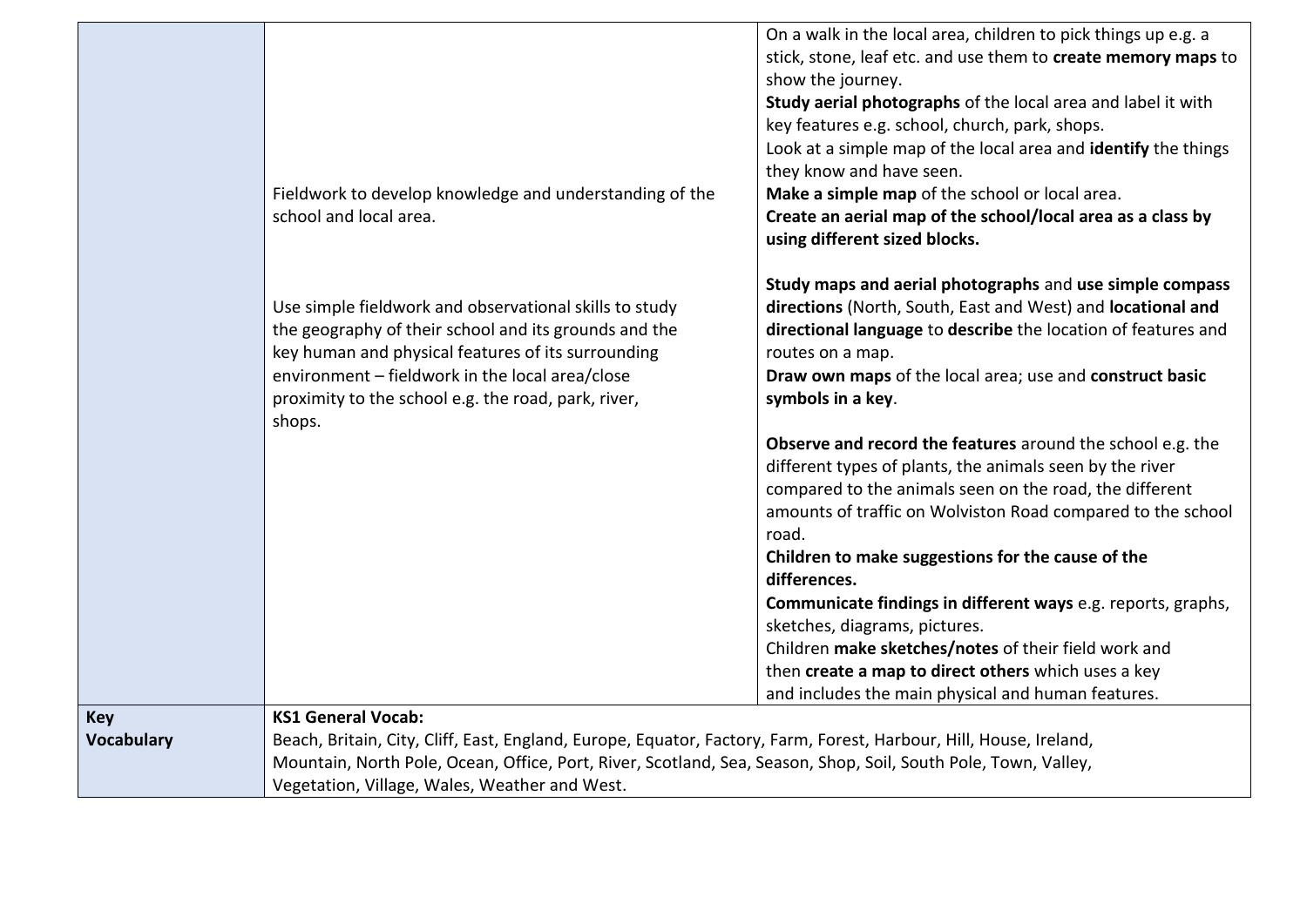|  |  |  |
|---|---|---|
|  | Fieldwork to develop knowledge and understanding of the school and local area.<br><br>Use simple fieldwork and observational skills to study the geography of their school and its grounds and the key human and physical features of its surrounding environment – fieldwork in the local area/close proximity to the school e.g. the road, park, river, shops. | On a walk in the local area, children to pick things up e.g. a stick, stone, leaf etc. and use them to **create memory maps** to show the journey.<br>**Study aerial photographs** of the local area and label it with key features e.g. school, church, park, shops.<br>Look at a simple map of the local area and **identify** the things they know and have seen.<br>**Make a simple map** of the school or local area.<br>**Create an aerial map of the school/local area as a class by using different sized blocks.**<br><br>**Study maps and aerial photographs** and **use simple compass directions** (North, South, East and West) and **locational and directional language** to **describe** the location of features and routes on a map.<br>**Draw own maps** of the local area; use and **construct basic symbols in a key**.<br><br>**Observe and record the features** around the school e.g. the different types of plants, the animals seen by the river compared to the animals seen on the road, the different amounts of traffic on Wolviston Road compared to the school road.<br>**Children to make suggestions for the cause of the differences.**<br>**Communicate findings in different ways** e.g. reports, graphs, sketches, diagrams, pictures.<br>Children **make sketches/notes** of their field work and then **create a map to direct others** which uses a key and includes the main physical and human features. |
| **Key Vocabulary** | **KS1 General Vocab:**<br>Beach, Britain, City, Cliff, East, England, Europe, Equator, Factory, Farm, Forest, Harbour, Hill, House, Ireland, Mountain, North Pole, Ocean, Office, Port, River, Scotland, Sea, Season, Shop, Soil, South Pole, Town, Valley, Vegetation, Village, Wales, Weather and West. | |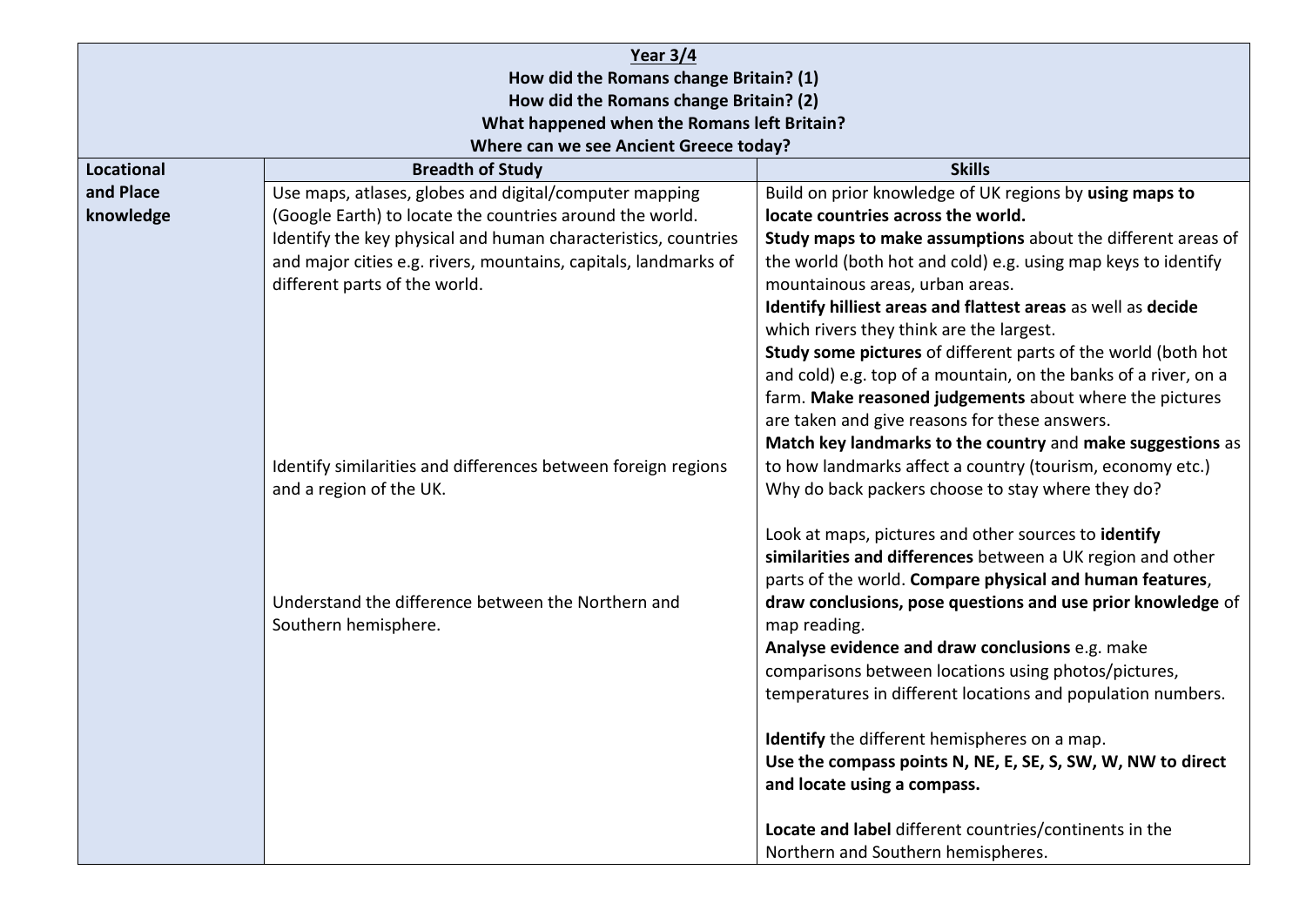| Year 3/4<br>How did the Romans change Britain? (1)<br>How did the Romans change Britain? (2)<br>What happened when the Romans left Britain?<br>Where can we see Ancient Greece today? | | |
|---|---|---|
| **Locational and Place knowledge** | **Breadth of Study** | **Skills** |
| | Use maps, atlases, globes and digital/computer mapping (Google Earth) to locate the countries around the world.<br>Identify the key physical and human characteristics, countries and major cities e.g. rivers, mountains, capitals, landmarks of different parts of the world. | Build on prior knowledge of UK regions by **using maps to locate countries across the world.**<br>**Study maps to make assumptions** about the different areas of the world (both hot and cold) e.g. using map keys to identify mountainous areas, urban areas.<br>**Identify hilliest areas and flattest areas** as well as **decide** which rivers they think are the largest.<br>**Study some pictures** of different parts of the world (both hot and cold) e.g. top of a mountain, on the banks of a river, on a farm. **Make reasoned judgements** about where the pictures are taken and give reasons for these answers.<br>**Match key landmarks to the country** and **make suggestions** as to how landmarks affect a country (tourism, economy etc.) Why do back packers choose to stay where they do? |
| | Identify similarities and differences between foreign regions and a region of the UK. | Look at maps, pictures and other sources to **identify similarities and differences** between a UK region and other parts of the world. **Compare physical and human features**, **draw conclusions, pose questions and use prior knowledge** of map reading.<br>**Analyse evidence and draw conclusions** e.g. make comparisons between locations using photos/pictures, temperatures in different locations and population numbers. |
| | Understand the difference between the Northern and Southern hemisphere. | **Identify** the different hemispheres on a map.<br>**Use the compass points N, NE, E, SE, S, SW, W, NW to direct and locate using a compass.**<br><br>**Locate and label** different countries/continents in the Northern and Southern hemispheres. |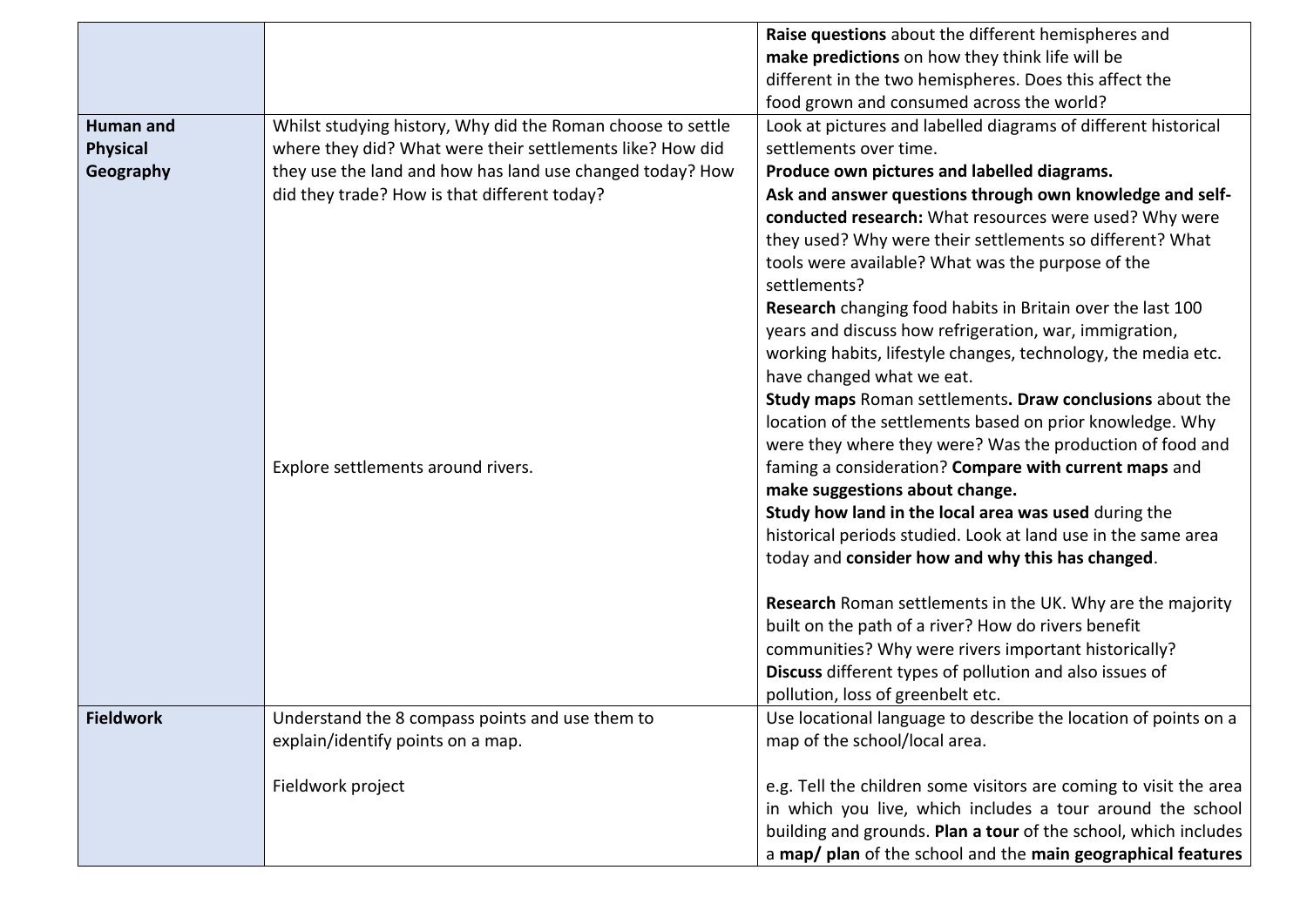| | | |
|---|---|---|
| | | **Raise questions** about the different hemispheres and **make predictions** on how they think life will be different in the two hemispheres. Does this affect the food grown and consumed across the world? |
| **Human and Physical Geography** | Whilst studying history, Why did the Roman choose to settle where they did? What were their settlements like? How did they use the land and how has land use changed today? How did they trade? How is that different today?<br><br>Explore settlements around rivers. | Look at pictures and labelled diagrams of different historical settlements over time.<br>**Produce own pictures and labelled diagrams.**<br>**Ask and answer questions through own knowledge and self-conducted research:** What resources were used? Why were they used? Why were their settlements so different? What tools were available? What was the purpose of the settlements?<br>**Research** changing food habits in Britain over the last 100 years and discuss how refrigeration, war, immigration, working habits, lifestyle changes, technology, the media etc. have changed what we eat.<br>**Study maps** Roman settlements**. Draw conclusions** about the location of the settlements based on prior knowledge. Why were they where they were? Was the production of food and faming a consideration? **Compare with current maps** and **make suggestions about change.**<br>**Study how land in the local area was used** during the historical periods studied. Look at land use in the same area today and **consider how and why this has changed**.<br><br>**Research** Roman settlements in the UK. Why are the majority built on the path of a river? How do rivers benefit communities? Why were rivers important historically?<br>**Discuss** different types of pollution and also issues of pollution, loss of greenbelt etc. |
| **Fieldwork** | Understand the 8 compass points and use them to explain/identify points on a map.<br><br>Fieldwork project | Use locational language to describe the location of points on a map of the school/local area.<br><br>e.g. Tell the children some visitors are coming to visit the area in which you live, which includes a tour around the school building and grounds. **Plan a tour** of the school, which includes a **map/ plan** of the school and the **main geographical features** |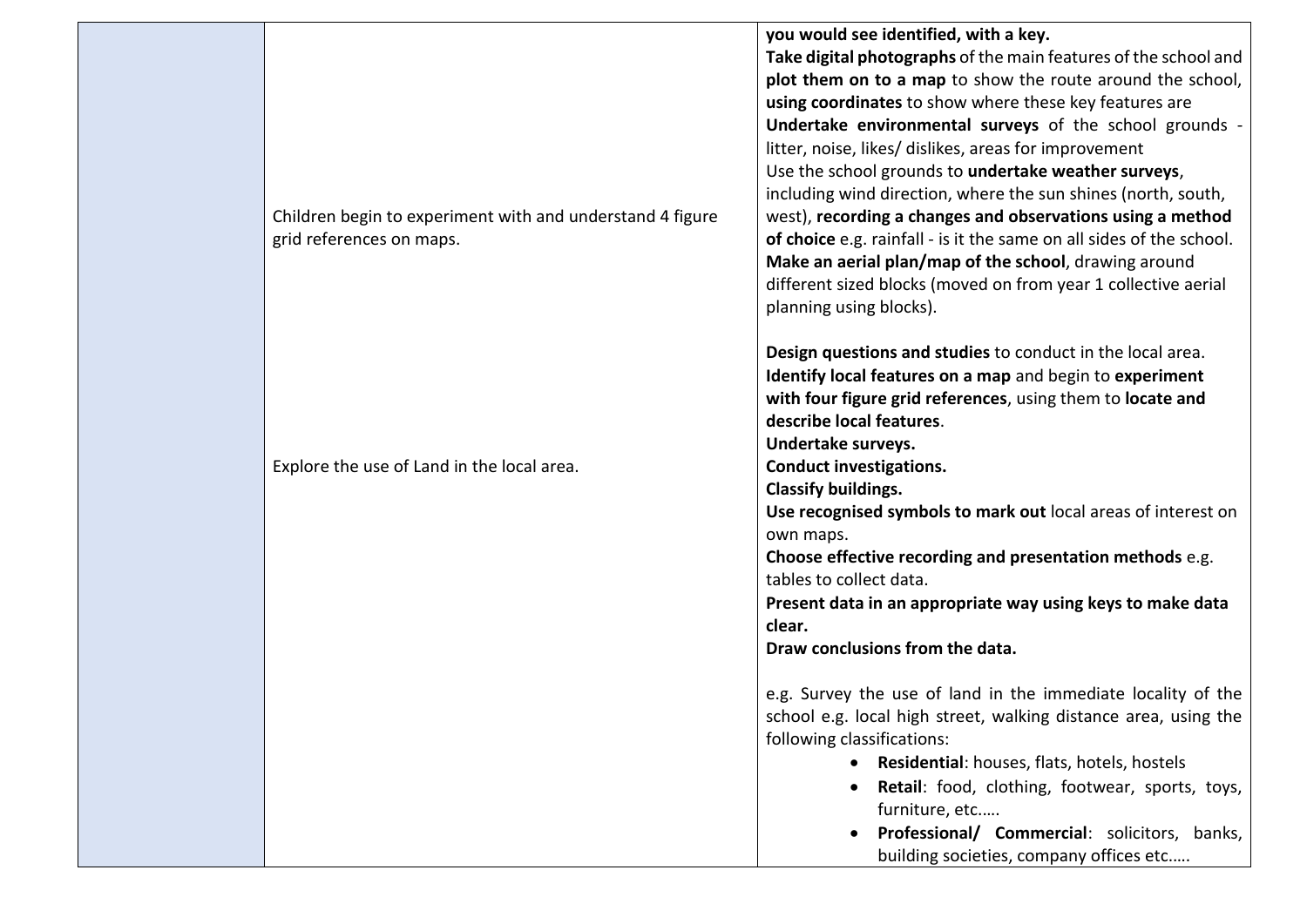| | | |
|---|---|---|
| | Children begin to experiment with and understand 4 figure grid references on maps. | **you would see identified, with a key.**<br>**Take digital photographs** of the main features of the school and **plot them on to a map** to show the route around the school, **using coordinates** to show where these key features are<br>**Undertake environmental surveys** of the school grounds - litter, noise, likes/ dislikes, areas for improvement<br>Use the school grounds to **undertake weather surveys**, including wind direction, where the sun shines (north, south, west), **recording a changes and observations using a method of choice** e.g. rainfall - is it the same on all sides of the school.<br>**Make an aerial plan/map of the school**, drawing around different sized blocks (moved on from year 1 collective aerial planning using blocks). |
| | Explore the use of Land in the local area. | **Design questions and studies** to conduct in the local area.<br>**Identify local features on a map** and begin to **experiment with four figure grid references**, using them to **locate and describe local features**.<br>**Undertake surveys.**<br>**Conduct investigations.**<br>**Classify buildings.**<br>**Use recognised symbols to mark out** local areas of interest on own maps.<br>**Choose effective recording and presentation methods** e.g. tables to collect data.<br>**Present data in an appropriate way using keys to make data clear.**<br>**Draw conclusions from the data.**<br><br>e.g. Survey the use of land in the immediate locality of the school e.g. local high street, walking distance area, using the following classifications:<br>• **Residential**: houses, flats, hotels, hostels<br>• **Retail**: food, clothing, footwear, sports, toys, furniture, etc.….<br>• **Professional/ Commercial**: solicitors, banks, building societies, company offices etc.…. |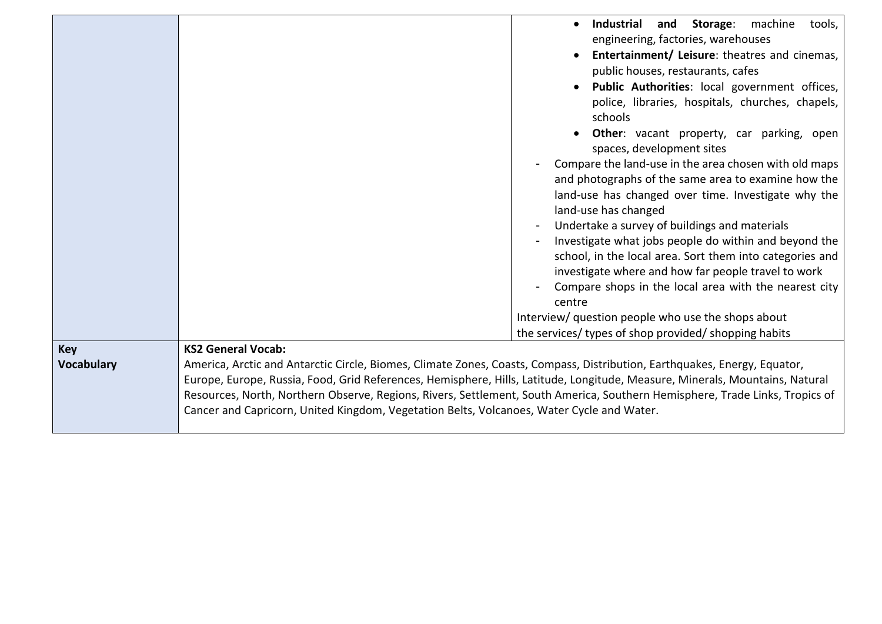| | | |
|---|---|---|
| | | <ul><li>**Industrial and Storage**: machine tools, engineering, factories, warehouses</li><li>**Entertainment/ Leisure**: theatres and cinemas, public houses, restaurants, cafes</li><li>**Public Authorities**: local government offices, police, libraries, hospitals, churches, chapels, schools</li><li>**Other**: vacant property, car parking, open spaces, development sites</li></ul>- Compare the land-use in the area chosen with old maps and photographs of the same area to examine how the land-use has changed over time. Investigate why the land-use has changed<br>- Undertake a survey of buildings and materials<br>- Investigate what jobs people do within and beyond the school, in the local area. Sort them into categories and investigate where and how far people travel to work<br>- Compare shops in the local area with the nearest city centre<br>Interview/ question people who use the shops about the services/ types of shop provided/ shopping habits |
| **Key Vocabulary** | **KS2 General Vocab:**<br>America, Arctic and Antarctic Circle, Biomes, Climate Zones, Coasts, Compass, Distribution, Earthquakes, Energy, Equator, Europe, Europe, Russia, Food, Grid References, Hemisphere, Hills, Latitude, Longitude, Measure, Minerals, Mountains, Natural Resources, North, Northern Observe, Regions, Rivers, Settlement, South America, Southern Hemisphere, Trade Links, Tropics of Cancer and Capricorn, United Kingdom, Vegetation Belts, Volcanoes, Water Cycle and Water. | |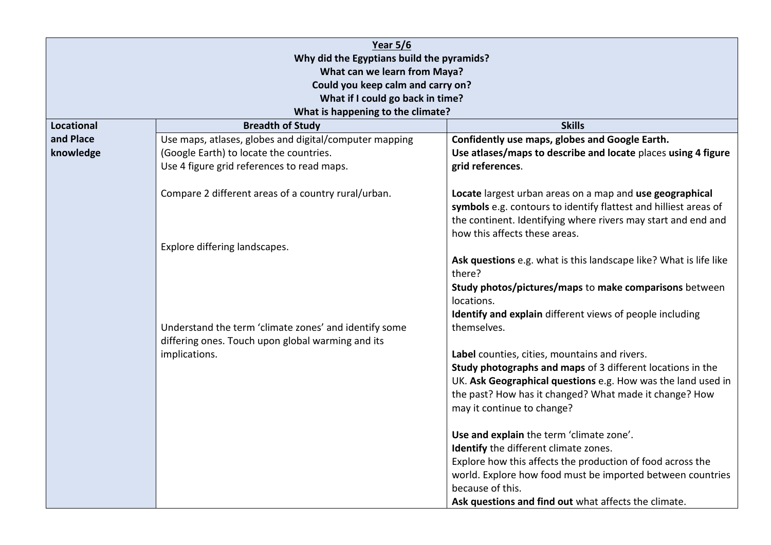| **Year 5/6**<br>**Why did the Egyptians build the pyramids?**<br>**What can we learn from Maya?**<br>**Could you keep calm and carry on?**<br>**What if I could go back in time?**<br>**What is happening to the climate?** | | |
|---|---|---|
| **Locational and Place knowledge** | **Breadth of Study** | **Skills** |
| | Use maps, atlases, globes and digital/computer mapping (Google Earth) to locate the countries.<br>Use 4 figure grid references to read maps.<br><br>Compare 2 different areas of a country rural/urban.<br><br>Explore differing landscapes.<br><br>Understand the term 'climate zones' and identify some differing ones. Touch upon global warming and its implications. | **Confidently use maps, globes and Google Earth.**<br>**Use atlases/maps to describe and locate** places **using 4 figure grid references**.<br><br>**Locate** largest urban areas on a map and **use geographical symbols** e.g. contours to identify flattest and hilliest areas of the continent. Identifying where rivers may start and end and how this affects these areas.<br><br>**Ask questions** e.g. what is this landscape like? What is life like there?<br>**Study photos/pictures/maps** to **make comparisons** between locations.<br>**Identify and explain** different views of people including themselves.<br><br>**Label** counties, cities, mountains and rivers.<br>**Study photographs and maps** of 3 different locations in the UK. **Ask Geographical questions** e.g. How was the land used in the past? How has it changed? What made it change? How may it continue to change?<br><br>**Use and explain** the term 'climate zone'.<br>**Identify** the different climate zones.<br>Explore how this affects the production of food across the world. Explore how food must be imported between countries because of this.<br>**Ask questions and find out** what affects the climate. |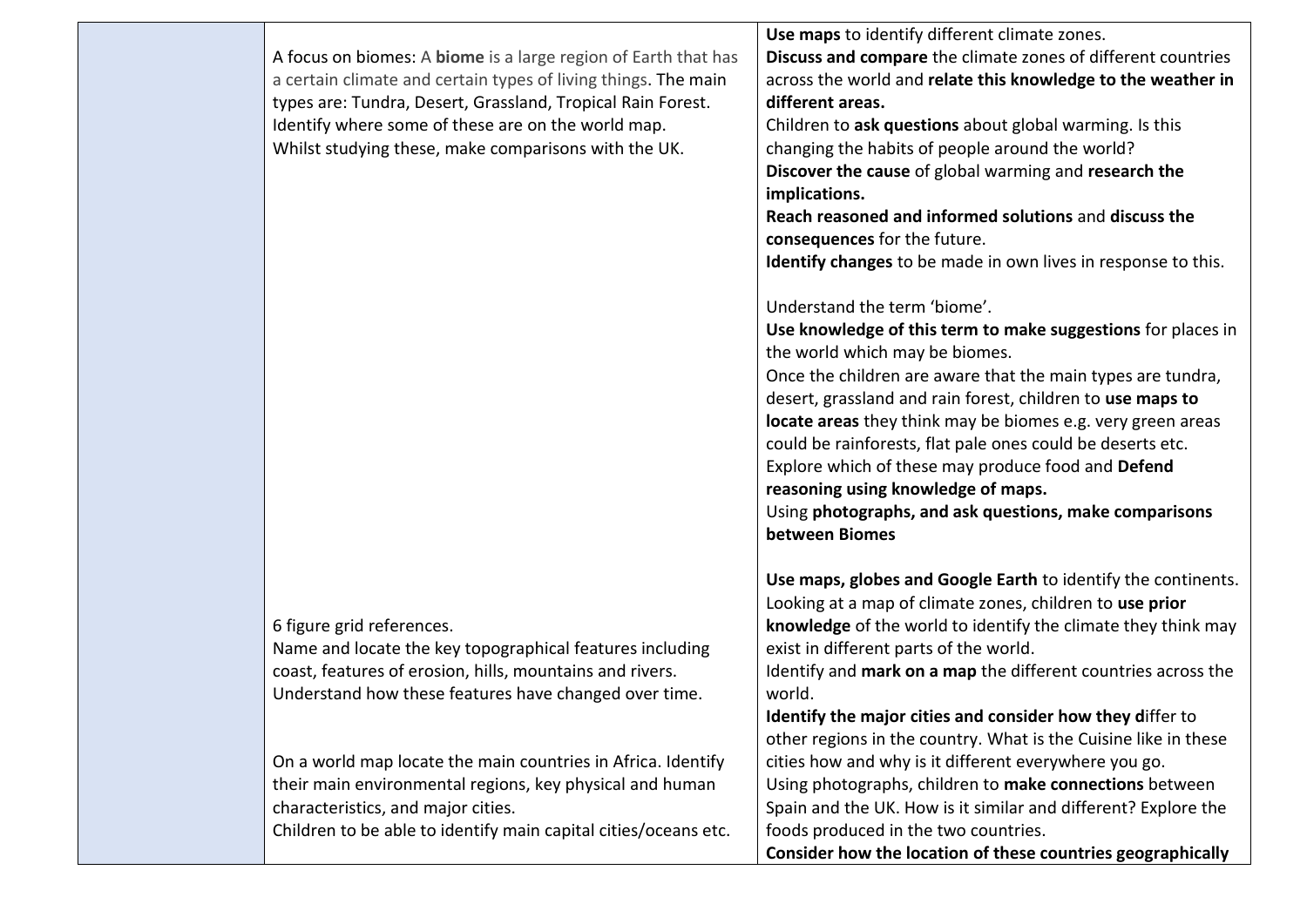| | | |
|---|---|---|
| | A focus on biomes: A **biome** is a large region of Earth that has a certain climate and certain types of living things. The main types are: Tundra, Desert, Grassland, Tropical Rain Forest.<br>Identify where some of these are on the world map.<br>Whilst studying these, make comparisons with the UK.<br><br>6 figure grid references.<br>Name and locate the key topographical features including coast, features of erosion, hills, mountains and rivers.<br>Understand how these features have changed over time.<br><br>On a world map locate the main countries in Africa. Identify their main environmental regions, key physical and human characteristics, and major cities.<br>Children to be able to identify main capital cities/oceans etc. | **Use maps** to identify different climate zones.<br>**Discuss and compare** the climate zones of different countries across the world and **relate this knowledge to the weather in different areas.**<br>Children to **ask questions** about global warming. Is this changing the habits of people around the world?<br>**Discover the cause** of global warming and **research the implications.**<br>**Reach reasoned and informed solutions** and **discuss the consequences** for the future.<br>**Identify changes** to be made in own lives in response to this.<br><br>Understand the term 'biome'.<br>**Use knowledge of this term to make suggestions** for places in the world which may be biomes.<br>Once the children are aware that the main types are tundra, desert, grassland and rain forest, children to **use maps to locate areas** they think may be biomes e.g. very green areas could be rainforests, flat pale ones could be deserts etc.<br>Explore which of these may produce food and **Defend reasoning using knowledge of maps.**<br>Using **photographs, and ask questions, make comparisons between Biomes**<br><br>**Use maps, globes and Google Earth** to identify the continents.<br>Looking at a map of climate zones, children to **use prior knowledge** of the world to identify the climate they think may exist in different parts of the world.<br>Identify and **mark on a map** the different countries across the world.<br>**Identify the major cities and consider how they d**iffer to other regions in the country. What is the Cuisine like in these cities how and why is it different everywhere you go.<br>Using photographs, children to **make connections** between Spain and the UK. How is it similar and different? Explore the foods produced in the two countries.<br>**Consider how the location of these countries geographically** |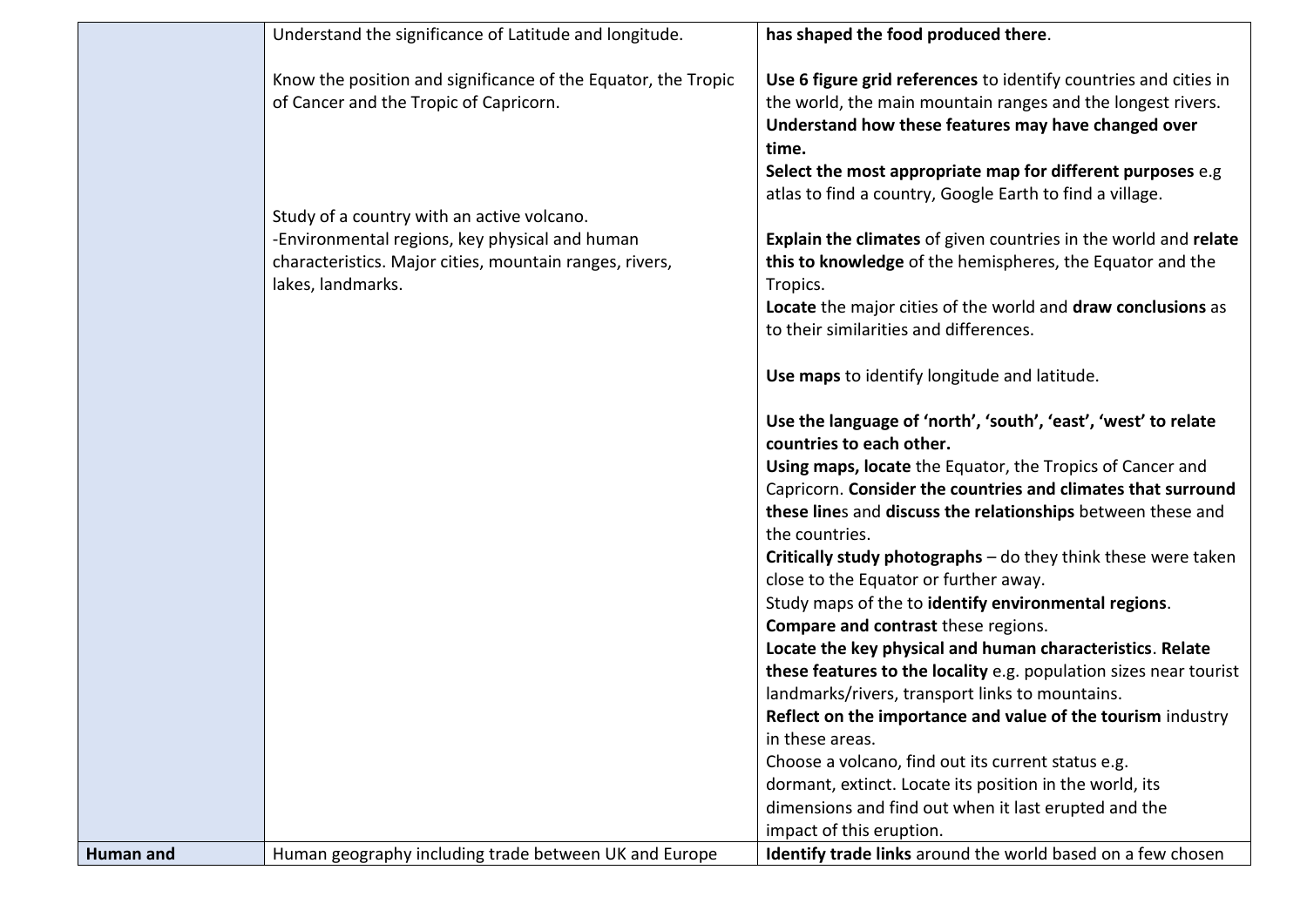| | | |
|---|---|---|
| | Understand the significance of Latitude and longitude.<br><br>Know the position and significance of the Equator, the Tropic of Cancer and the Tropic of Capricorn.<br><br>Study of a country with an active volcano.<br>-Environmental regions, key physical and human characteristics. Major cities, mountain ranges, rivers, lakes, landmarks. | **has shaped the food produced there**.<br><br>**Use 6 figure grid references** to identify countries and cities in the world, the main mountain ranges and the longest rivers. **Understand how these features may have changed over time.**<br>**Select the most appropriate map for different purposes** e.g atlas to find a country, Google Earth to find a village.<br><br>**Explain the climates** of given countries in the world and **relate this to knowledge** of the hemispheres, the Equator and the Tropics.<br>**Locate** the major cities of the world and **draw conclusions** as to their similarities and differences.<br><br>**Use maps** to identify longitude and latitude.<br><br>**Use the language of 'north', 'south', 'east', 'west' to relate countries to each other.**<br>**Using maps, locate** the Equator, the Tropics of Cancer and Capricorn. **Consider the countries and climates that surround these line**s and **discuss the relationships** between these and the countries.<br>**Critically study photographs** – do they think these were taken close to the Equator or further away.<br>Study maps of the to **identify environmental regions**.<br>**Compare and contrast** these regions.<br>**Locate the key physical and human characteristics**. **Relate these features to the locality** e.g. population sizes near tourist landmarks/rivers, transport links to mountains.<br>**Reflect on the importance and value of the tourism** industry in these areas.<br>Choose a volcano, find out its current status e.g. dormant, extinct. Locate its position in the world, its dimensions and find out when it last erupted and the impact of this eruption. |
| **Human and** | Human geography including trade between UK and Europe | **Identify trade links** around the world based on a few chosen |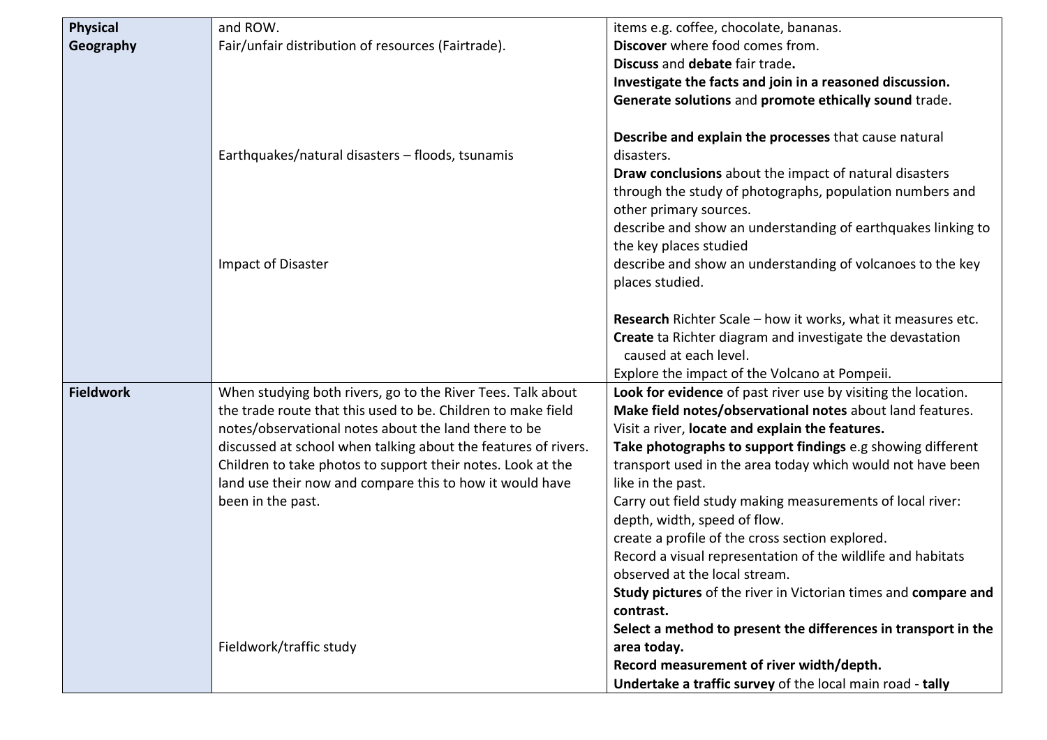| | | |
|---|---|---|
| **Physical Geography** | and ROW.<br>Fair/unfair distribution of resources (Fairtrade).<br><br><br><br><br><br>Earthquakes/natural disasters – floods, tsunamis<br><br><br><br><br><br>Impact of Disaster | items e.g. coffee, chocolate, bananas.<br>**Discover** where food comes from.<br>**Discuss** and **debate** fair trade**.**<br>**Investigate the facts and join in a reasoned discussion.**<br>**Generate solutions** and **promote ethically sound** trade.<br><br>**Describe and explain the processes** that cause natural disasters.<br>**Draw conclusions** about the impact of natural disasters through the study of photographs, population numbers and other primary sources.<br>describe and show an understanding of earthquakes linking to the key places studied<br>describe and show an understanding of volcanoes to the key places studied.<br><br>**Research** Richter Scale – how it works, what it measures etc.<br>**Create** ta Richter diagram and investigate the devastation caused at each level.<br>Explore the impact of the Volcano at Pompeii. |
| **Fieldwork** | When studying both rivers, go to the River Tees. Talk about the trade route that this used to be. Children to make field notes/observational notes about the land there to be discussed at school when talking about the features of rivers. Children to take photos to support their notes. Look at the land use their now and compare this to how it would have been in the past.<br><br><br><br><br><br><br><br><br>Fieldwork/traffic study | **Look for evidence** of past river use by visiting the location.<br>**Make field notes/observational notes** about land features.<br>Visit a river, **locate and explain the features.**<br>**Take photographs to support findings** e.g showing different transport used in the area today which would not have been like in the past.<br>Carry out field study making measurements of local river: depth, width, speed of flow.<br>create a profile of the cross section explored.<br>Record a visual representation of the wildlife and habitats observed at the local stream.<br>**Study pictures** of the river in Victorian times and **compare and contrast.**<br>**Select a method to present the differences in transport in the area today.**<br>**Record measurement of river width/depth.**<br>**Undertake a traffic survey** of the local main road - **tally** |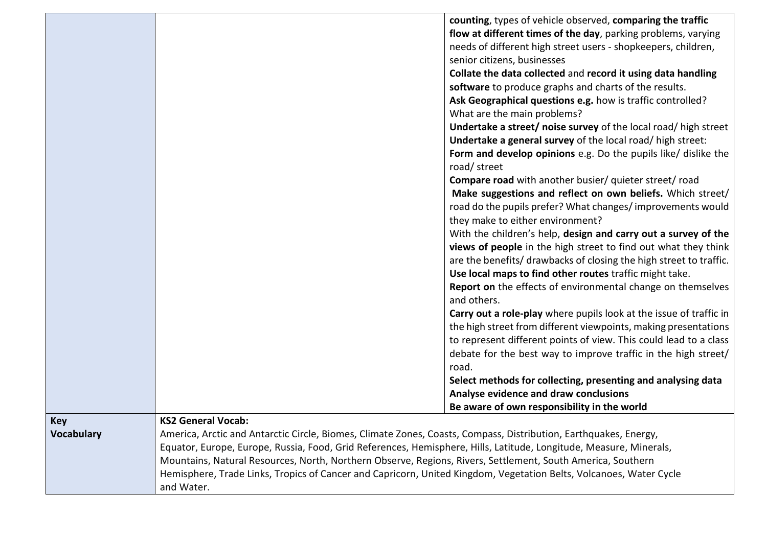| | | |
|---|---|---|
| | | **counting**, types of vehicle observed, **comparing the traffic flow at different times of the day**, parking problems, varying needs of different high street users - shopkeepers, children, senior citizens, businesses<br>**Collate the data collected** and **record it using data handling software** to produce graphs and charts of the results.<br>**Ask Geographical questions e.g.** how is traffic controlled? What are the main problems?<br>**Undertake a street/ noise survey** of the local road/ high street<br>**Undertake a general survey** of the local road/ high street:<br>**Form and develop opinions** e.g. Do the pupils like/ dislike the road/ street<br>**Compare road** with another busier/ quieter street/ road<br>**Make suggestions and reflect on own beliefs.** Which street/ road do the pupils prefer? What changes/ improvements would they make to either environment?<br>With the children's help, **design and carry out a survey of the views of people** in the high street to find out what they think are the benefits/ drawbacks of closing the high street to traffic.<br>**Use local maps to find other routes** traffic might take.<br>**Report on** the effects of environmental change on themselves and others.<br>**Carry out a role-play** where pupils look at the issue of traffic in the high street from different viewpoints, making presentations to represent different points of view. This could lead to a class debate for the best way to improve traffic in the high street/ road.<br>**Select methods for collecting, presenting and analysing data**<br>**Analyse evidence and draw conclusions**<br>**Be aware of own responsibility in the world** |
| **Key Vocabulary** | **KS2 General Vocab:**<br>America, Arctic and Antarctic Circle, Biomes, Climate Zones, Coasts, Compass, Distribution, Earthquakes, Energy, Equator, Europe, Europe, Russia, Food, Grid References, Hemisphere, Hills, Latitude, Longitude, Measure, Minerals, Mountains, Natural Resources, North, Northern Observe, Regions, Rivers, Settlement, South America, Southern Hemisphere, Trade Links, Tropics of Cancer and Capricorn, United Kingdom, Vegetation Belts, Volcanoes, Water Cycle and Water. | |